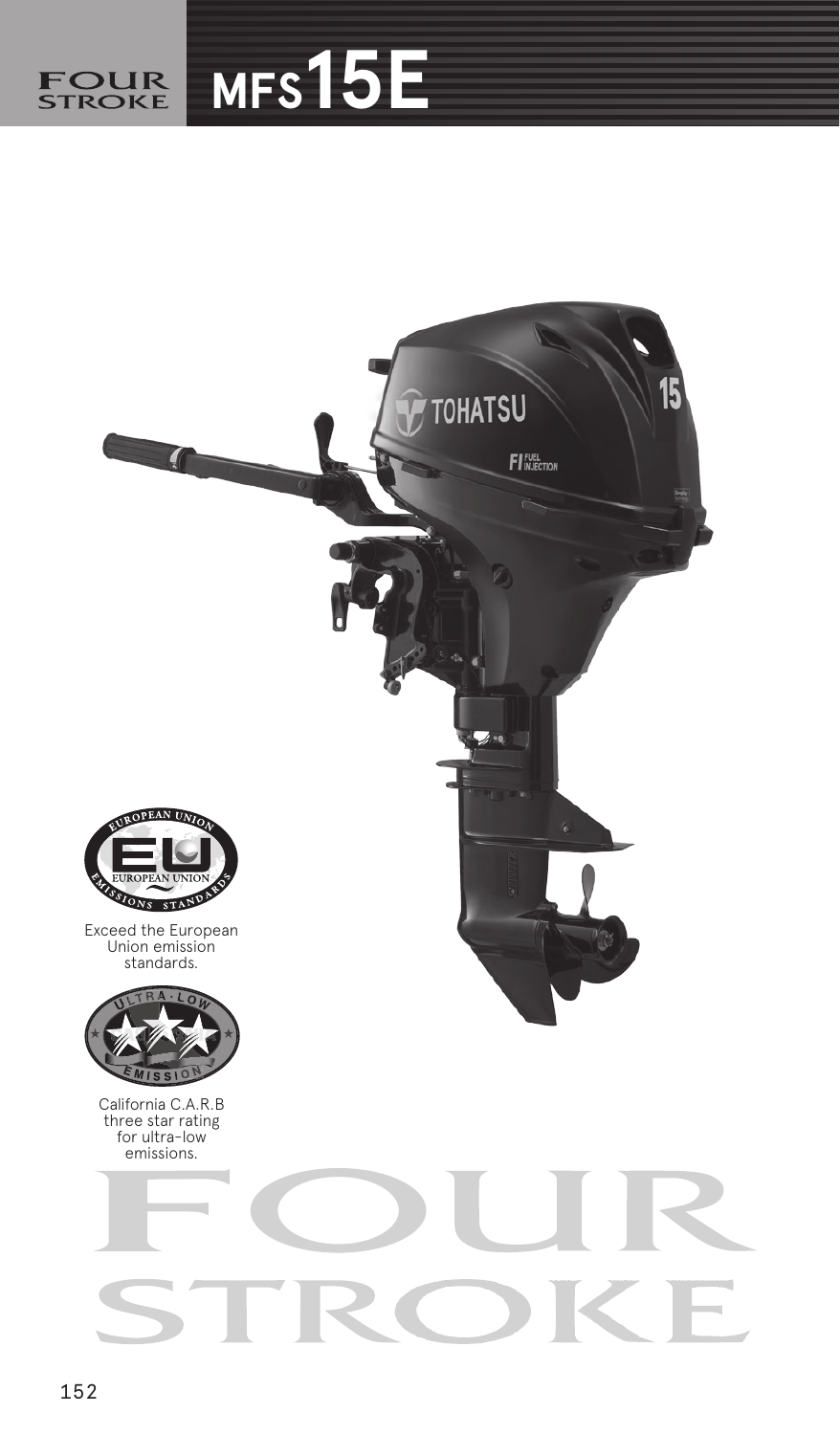# FOUR STROKE MFS15E

Exceed the European Union emission standards.

California C.A.R.B three star rating for ultra-low emissions.

FOUR STROKE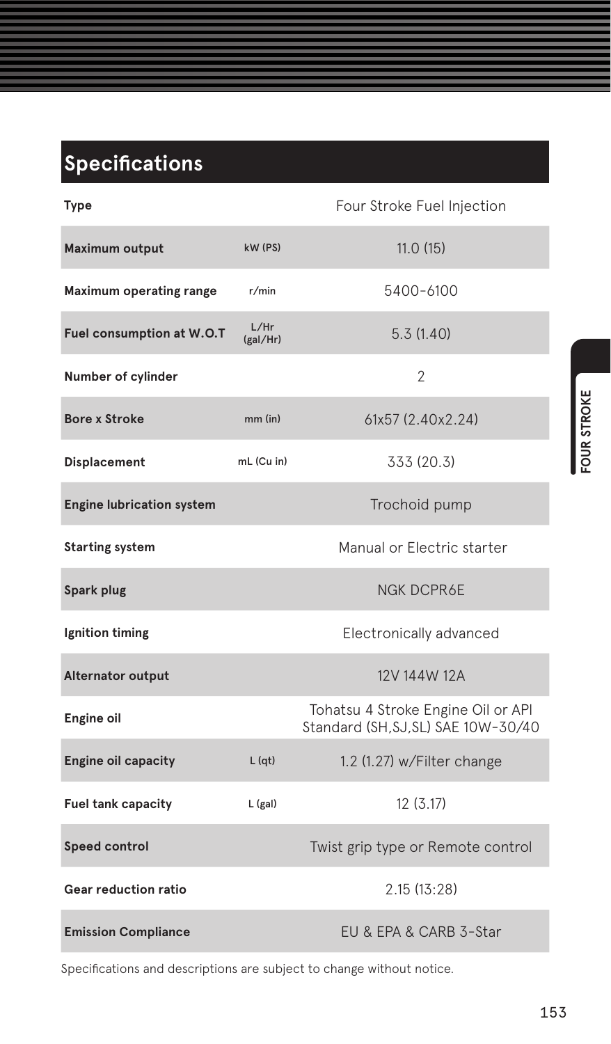## Specifications

| | | |
|---|---|---|
| **Type** | | Four Stroke Fuel Injection |
| **Maximum output** | kW (PS) | 11.0 (15) |
| **Maximum operating range** | r/min | 5400-6100 |
| **Fuel consumption at W.O.T** | L/Hr (gal/Hr) | 5.3 (1.40) |
| **Number of cylinder** | | 2 |
| **Bore x Stroke** | mm (in) | 61x57 (2.40x2.24) |
| **Displacement** | mL (Cu in) | 333 (20.3) |
| **Engine lubrication system** | | Trochoid pump |
| **Starting system** | | Manual or Electric starter |
| **Spark plug** | | NGK DCPR6E |
| **Ignition timing** | | Electronically advanced |
| **Alternator output** | | 12V 144W 12A |
| **Engine oil** | | Tohatsu 4 Stroke Engine Oil or API Standard (SH,SJ,SL) SAE 10W-30/40 |
| **Engine oil capacity** | L (qt) | 1.2 (1.27) w/Filter change |
| **Fuel tank capacity** | L (gal) | 12 (3.17) |
| **Speed control** | | Twist grip type or Remote control |
| **Gear reduction ratio** | | 2.15 (13:28) |
| **Emission Compliance** | | EU & EPA & CARB 3-Star |

Specifications and descriptions are subject to change without notice.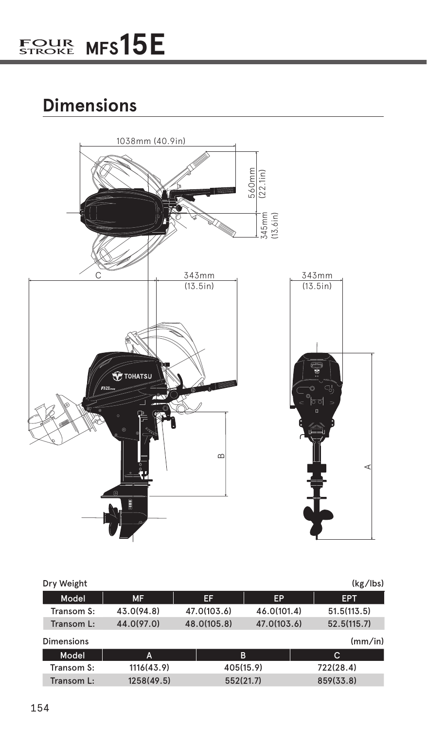# FOUR STROKE MFS15E

## Dimensions

1038mm (40.9in)

560mm (22.1in)

345mm (13.6in)

C

343mm (13.5in)

343mm (13.5in)

B

A

Dry Weight (kg/lbs)

| Model | MF | EF | EP | EPT |
|---|---|---|---|---|
| Transom S: | 43.0(94.8) | 47.0(103.6) | 46.0(101.4) | 51.5(113.5) |
| Transom L: | 44.0(97.0) | 48.0(105.8) | 47.0(103.6) | 52.5(115.7) |

Dimensions (mm/in)

| Model | A | B | C |
|---|---|---|---|
| Transom S: | 1116(43.9) | 405(15.9) | 722(28.4) |
| Transom L: | 1258(49.5) | 552(21.7) | 859(33.8) |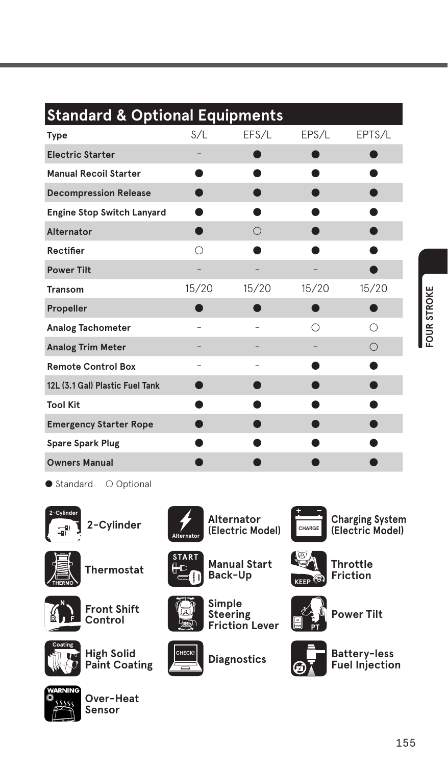## Standard & Optional Equipments

| Type | S/L | EFS/L | EPS/L | EPTS/L |
|---|---|---|---|---|
| Electric Starter | – | ● | ● | ● |
| Manual Recoil Starter | ● | ● | ● | ● |
| Decompression Release | ● | ● | ● | ● |
| Engine Stop Switch Lanyard | ● | ● | ● | ● |
| Alternator | ● | ○ | ● | ● |
| Rectifier | ○ | ● | ● | ● |
| Power Tilt | – | – | – | ● |
| Transom | 15/20 | 15/20 | 15/20 | 15/20 |
| Propeller | ● | ● | ● | ● |
| Analog Tachometer | – | – | ○ | ○ |
| Analog Trim Meter | – | – | – | ○ |
| Remote Control Box | – | – | ● | ● |
| 12L (3.1 Gal) Plastic Fuel Tank | ● | ● | ● | ● |
| Tool Kit | ● | ● | ● | ● |
| Emergency Starter Rope | ● | ● | ● | ● |
| Spare Spark Plug | ● | ● | ● | ● |
| Owners Manual | ● | ● | ● | ● |

● Standard ○ Optional

2-Cylinder

Alternator (Electric Model)

Charging System (Electric Model)

Thermostat

Manual Start Back-Up

Throttle Friction

Front Shift Control

Simple Steering Friction Lever

Power Tilt

High Solid Paint Coating

Diagnostics

Battery-less Fuel Injection

Over-Heat Sensor